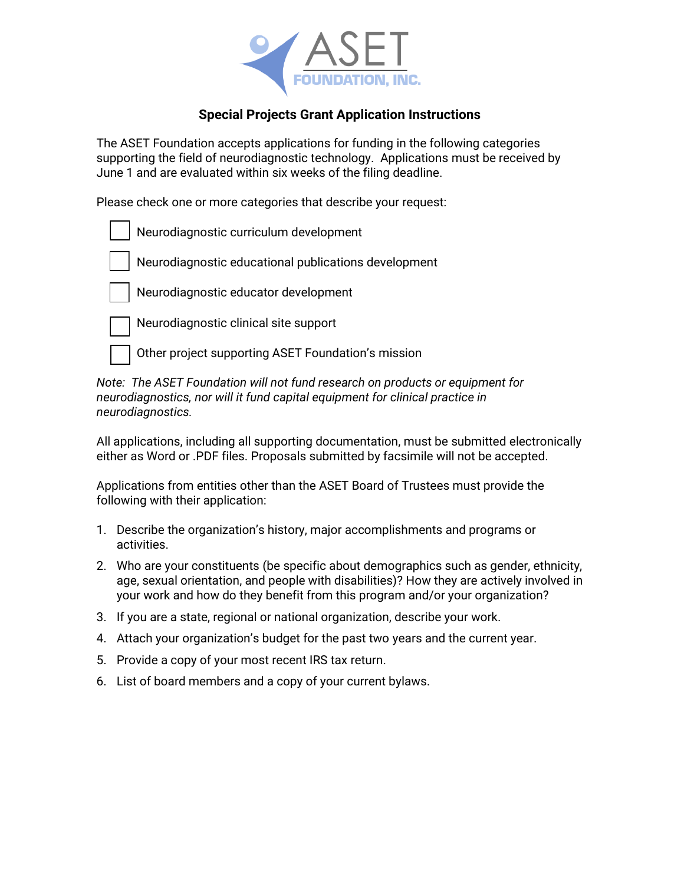ASET FOUNDATION, INC.

# Special Projects Grant Application Instructions

The ASET Foundation accepts applications for funding in the following categories supporting the field of neurodiagnostic technology. Applications must be received by June 1 and are evaluated within six weeks of the filing deadline.

Please check one or more categories that describe your request:

- ☐ Neurodiagnostic curriculum development
- ☐ Neurodiagnostic educational publications development
- ☐ Neurodiagnostic educator development
- ☐ Neurodiagnostic clinical site support
- ☐ Other project supporting ASET Foundation's mission

*Note: The ASET Foundation will not fund research on products or equipment for neurodiagnostics, nor will it fund capital equipment for clinical practice in neurodiagnostics.*

All applications, including all supporting documentation, must be submitted electronically either as Word or .PDF files. Proposals submitted by facsimile will not be accepted.

Applications from entities other than the ASET Board of Trustees must provide the following with their application:

1. Describe the organization's history, major accomplishments and programs or activities.
2. Who are your constituents (be specific about demographics such as gender, ethnicity, age, sexual orientation, and people with disabilities)? How they are actively involved in your work and how do they benefit from this program and/or your organization?
3. If you are a state, regional or national organization, describe your work.
4. Attach your organization's budget for the past two years and the current year.
5. Provide a copy of your most recent IRS tax return.
6. List of board members and a copy of your current bylaws.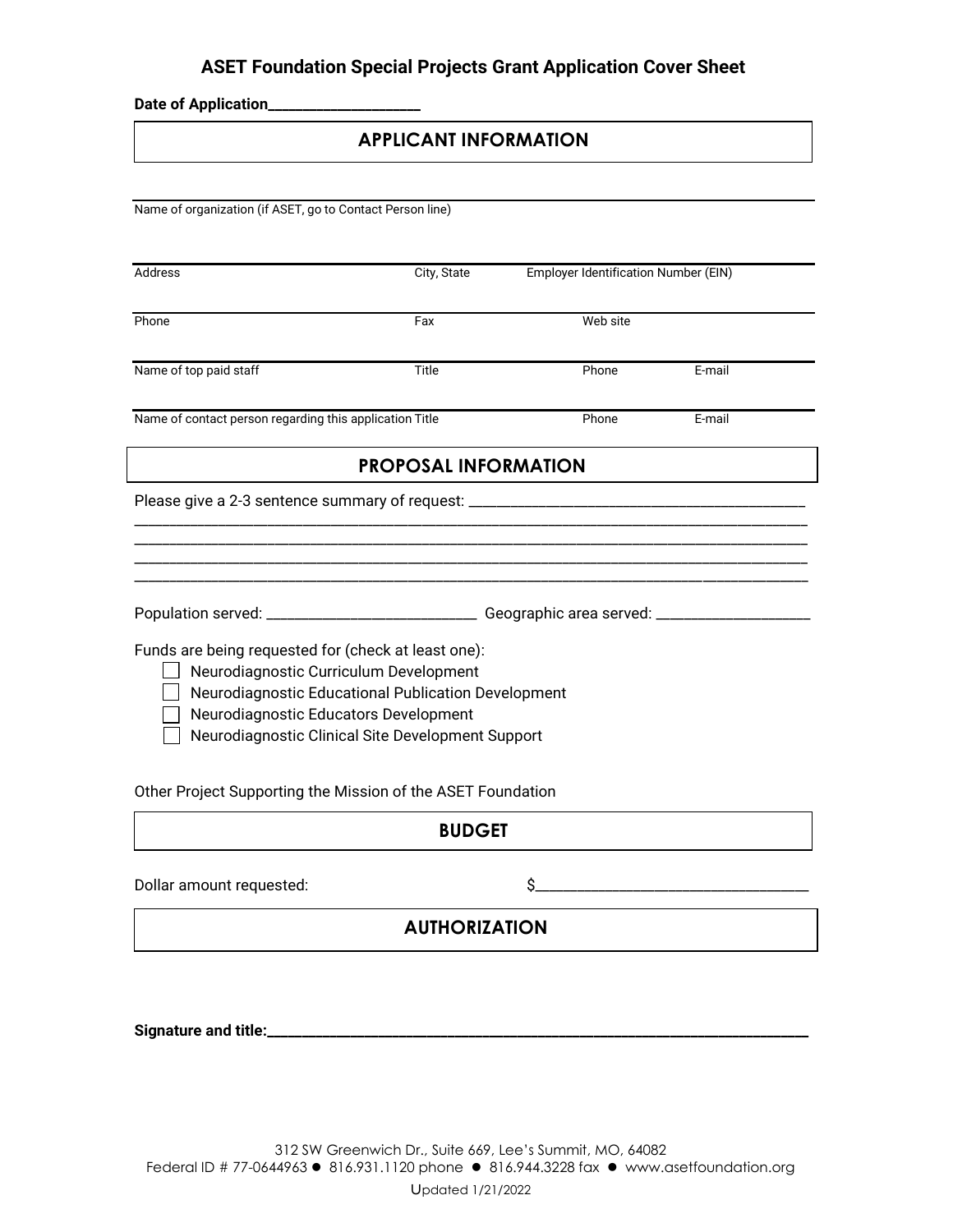# ASET Foundation Special Projects Grant Application Cover Sheet

**Date of Application____________________**

## APPLICANT INFORMATION

Name of organization (if ASET, go to Contact Person line)

| Address | City, State | Employer Identification Number (EIN) | |
|---|---|---|---|
| Phone | Fax | Web site | |
| Name of top paid staff | Title | Phone | E-mail |
| Name of contact person regarding this application | Title | Phone | E-mail |

## PROPOSAL INFORMATION

Please give a 2-3 sentence summary of request: ____________________________________________
_____________________________________________________________________________________
_____________________________________________________________________________________
_____________________________________________________________________________________
_____________________________________________________________________________________

Population served: ___________________________ Geographic area served: ___________________

Funds are being requested for (check at least one):

- ☐ Neurodiagnostic Curriculum Development
- ☐ Neurodiagnostic Educational Publication Development
- ☐ Neurodiagnostic Educators Development
- ☐ Neurodiagnostic Clinical Site Development Support

Other Project Supporting the Mission of the ASET Foundation

## BUDGET

Dollar amount requested: $__________________________________

## AUTHORIZATION

**Signature and title:_____________________________________________________________________________**

312 SW Greenwich Dr., Suite 669, Lee's Summit, MO, 64082
Federal ID # 77-0644963 ● 816.931.1120 phone ● 816.944.3228 fax ● www.asetfoundation.org
Updated 1/21/2022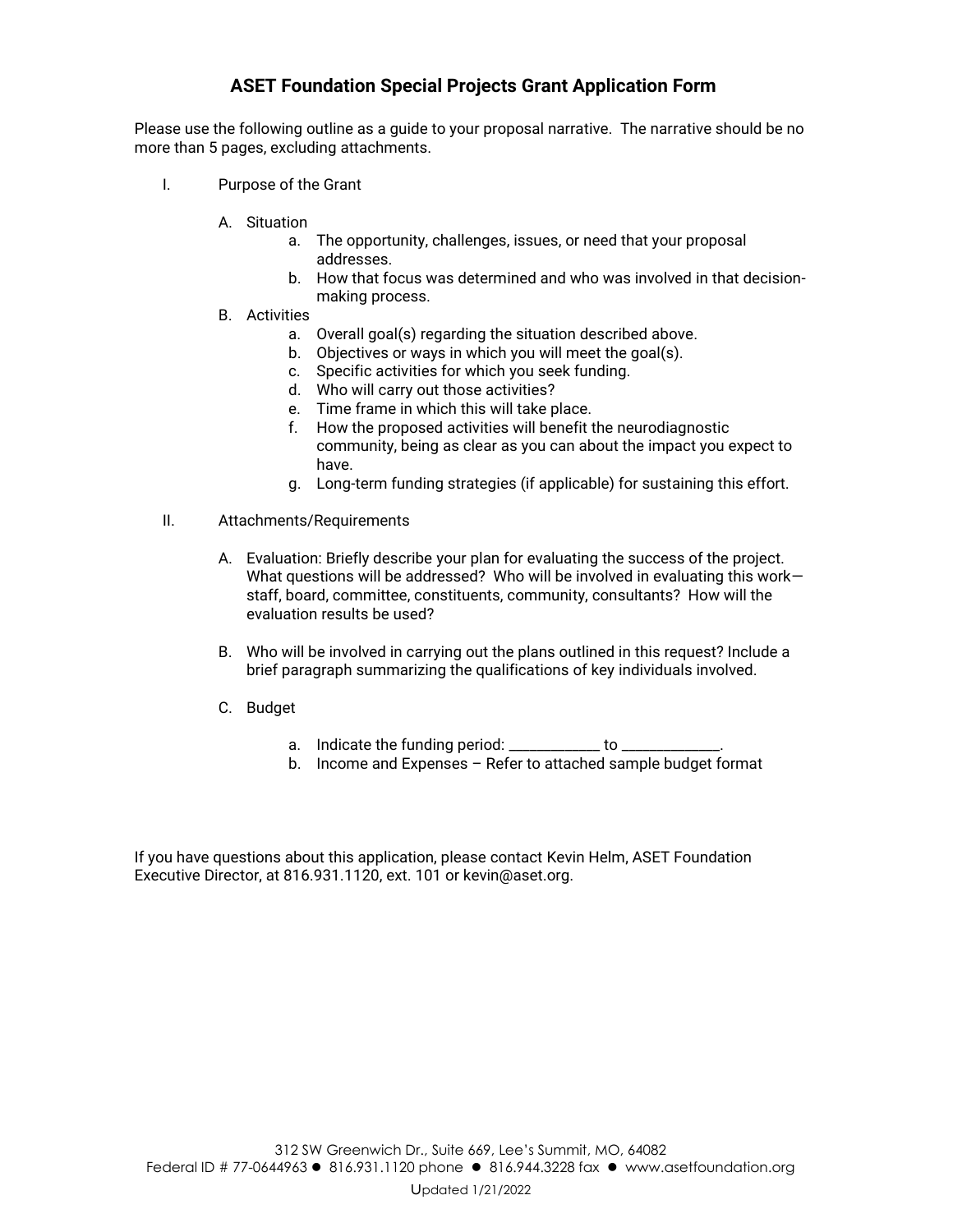# ASET Foundation Special Projects Grant Application Form

Please use the following outline as a guide to your proposal narrative. The narrative should be no more than 5 pages, excluding attachments.

I. Purpose of the Grant

  A. Situation
    a. The opportunity, challenges, issues, or need that your proposal addresses.
    b. How that focus was determined and who was involved in that decision-making process.

  B. Activities
    a. Overall goal(s) regarding the situation described above.
    b. Objectives or ways in which you will meet the goal(s).
    c. Specific activities for which you seek funding.
    d. Who will carry out those activities?
    e. Time frame in which this will take place.
    f. How the proposed activities will benefit the neurodiagnostic community, being as clear as you can about the impact you expect to have.
    g. Long-term funding strategies (if applicable) for sustaining this effort.

II. Attachments/Requirements

  A. Evaluation: Briefly describe your plan for evaluating the success of the project. What questions will be addressed? Who will be involved in evaluating this work—staff, board, committee, constituents, community, consultants? How will the evaluation results be used?

  B. Who will be involved in carrying out the plans outlined in this request? Include a brief paragraph summarizing the qualifications of key individuals involved.

  C. Budget
    a. Indicate the funding period: ____________ to ____________.
    b. Income and Expenses – Refer to attached sample budget format

If you have questions about this application, please contact Kevin Helm, ASET Foundation Executive Director, at 816.931.1120, ext. 101 or kevin@aset.org.

312 SW Greenwich Dr., Suite 669, Lee's Summit, MO, 64082
Federal ID # 77-0644963 ● 816.931.1120 phone ● 816.944.3228 fax ● www.asetfoundation.org

Updated 1/21/2022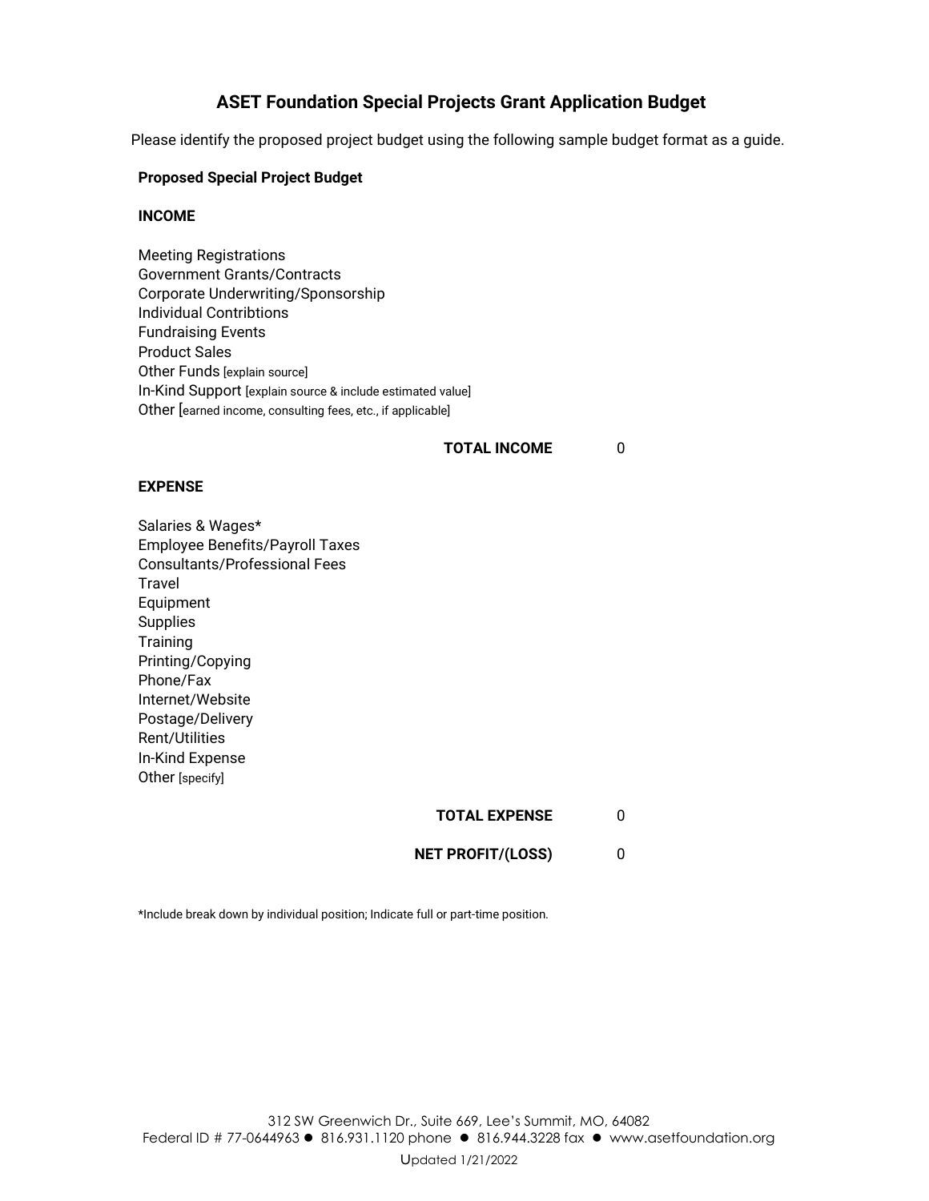# ASET Foundation Special Projects Grant Application Budget

Please identify the proposed project budget using the following sample budget format as a guide.

**Proposed Special Project Budget**

**INCOME**

Meeting Registrations
Government Grants/Contracts
Corporate Underwriting/Sponsorship
Individual Contribtions
Fundraising Events
Product Sales
Other Funds [explain source]
In-Kind Support [explain source & include estimated value]
Other [earned income, consulting fees, etc., if applicable]

**TOTAL INCOME** 0

**EXPENSE**

Salaries & Wages*
Employee Benefits/Payroll Taxes
Consultants/Professional Fees
Travel
Equipment
Supplies
Training
Printing/Copying
Phone/Fax
Internet/Website
Postage/Delivery
Rent/Utilities
In-Kind Expense
Other [specify]

**TOTAL EXPENSE** 0

**NET PROFIT/(LOSS)** 0

*Include break down by individual position; Indicate full or part-time position.

312 SW Greenwich Dr., Suite 669, Lee's Summit, MO, 64082
Federal ID # 77-0644963 ● 816.931.1120 phone ● 816.944.3228 fax ● www.asetfoundation.org
Updated 1/21/2022